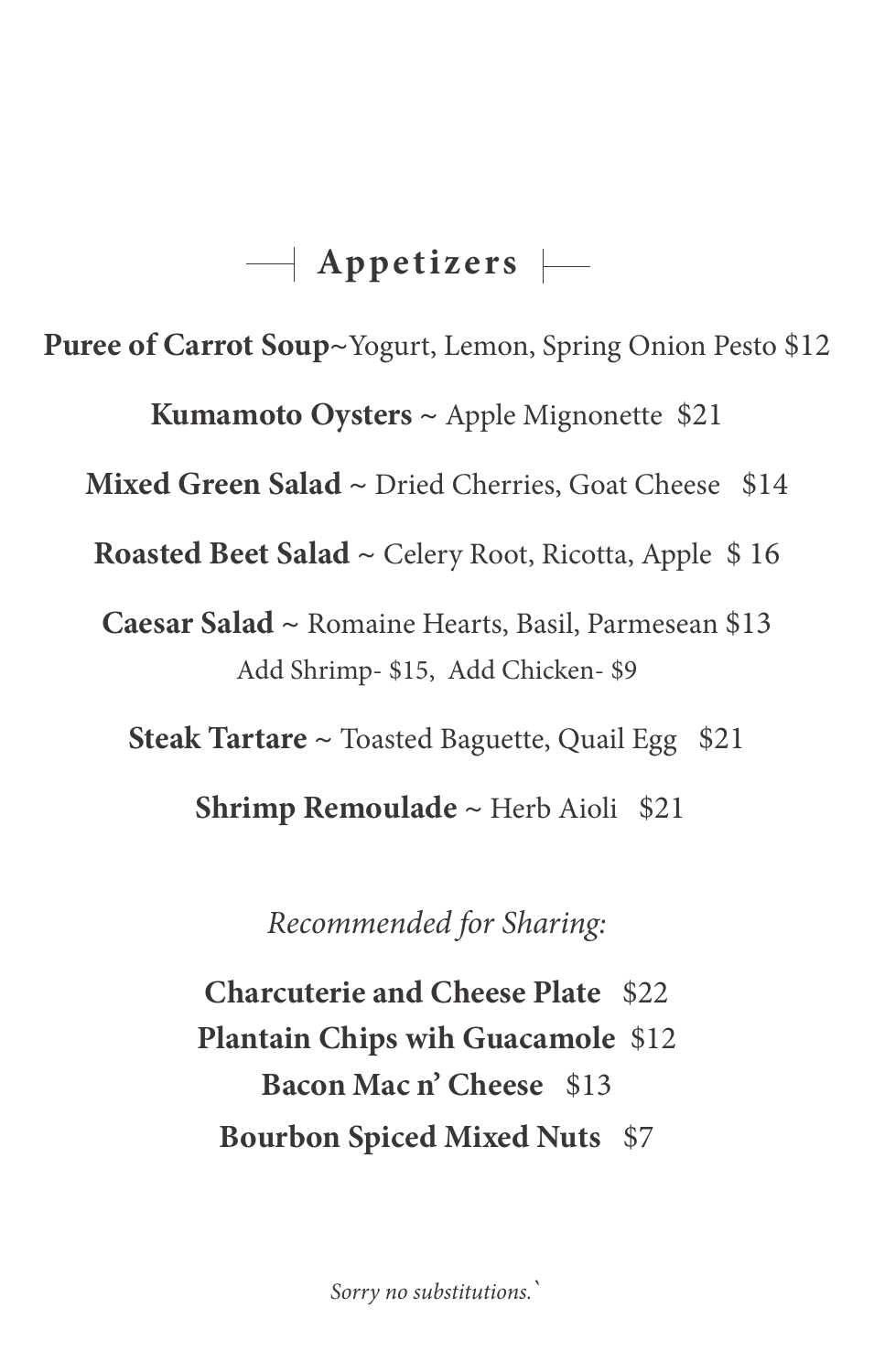## Appetizers

**Puree of Carrot Soup**~Yogurt, Lemon, Spring Onion Pesto $12

**Kumamoto Oysters** ~ Apple Mignonette $21

**Mixed Green Salad** ~ Dried Cherries, Goat Cheese $14

**Roasted Beet Salad** ~ Celery Root, Ricotta, Apple $ 16

**Caesar Salad** ~ Romaine Hearts, Basil, Parmesean $13
Add Shrimp- $15, Add Chicken- $9

**Steak Tartare** ~ Toasted Baguette, Quail Egg $21

**Shrimp Remoulade** ~ Herb Aioli $21

*Recommended for Sharing:*

**Charcuterie and Cheese Plate** $22
**Plantain Chips wih Guacamole** $12
**Bacon Mac n' Cheese** $13
**Bourbon Spiced Mixed Nuts** $7

*Sorry no substitutions.`*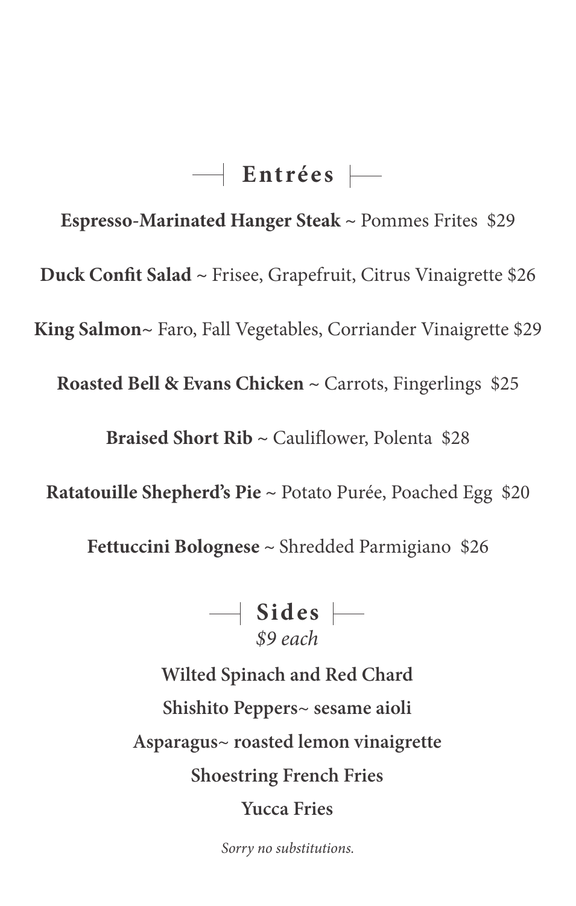## Entrées

**Espresso-Marinated Hanger Steak** ~ Pommes Frites  $29

**Duck Confit Salad** ~ Frisee, Grapefruit, Citrus Vinaigrette $26

**King Salmon**~ Faro, Fall Vegetables, Corriander Vinaigrette $29

**Roasted Bell & Evans Chicken** ~ Carrots, Fingerlings  $25

**Braised Short Rib** ~ Cauliflower, Polenta  $28

**Ratatouille Shepherd's Pie** ~ Potato Purée, Poached Egg  $20

**Fettuccini Bolognese** ~ Shredded Parmigiano  $26

## Sides

*$9 each*

**Wilted Spinach and Red Chard**

**Shishito Peppers~ sesame aioli**

**Asparagus~ roasted lemon vinaigrette**

**Shoestring French Fries**

**Yucca Fries**

*Sorry no substitutions.*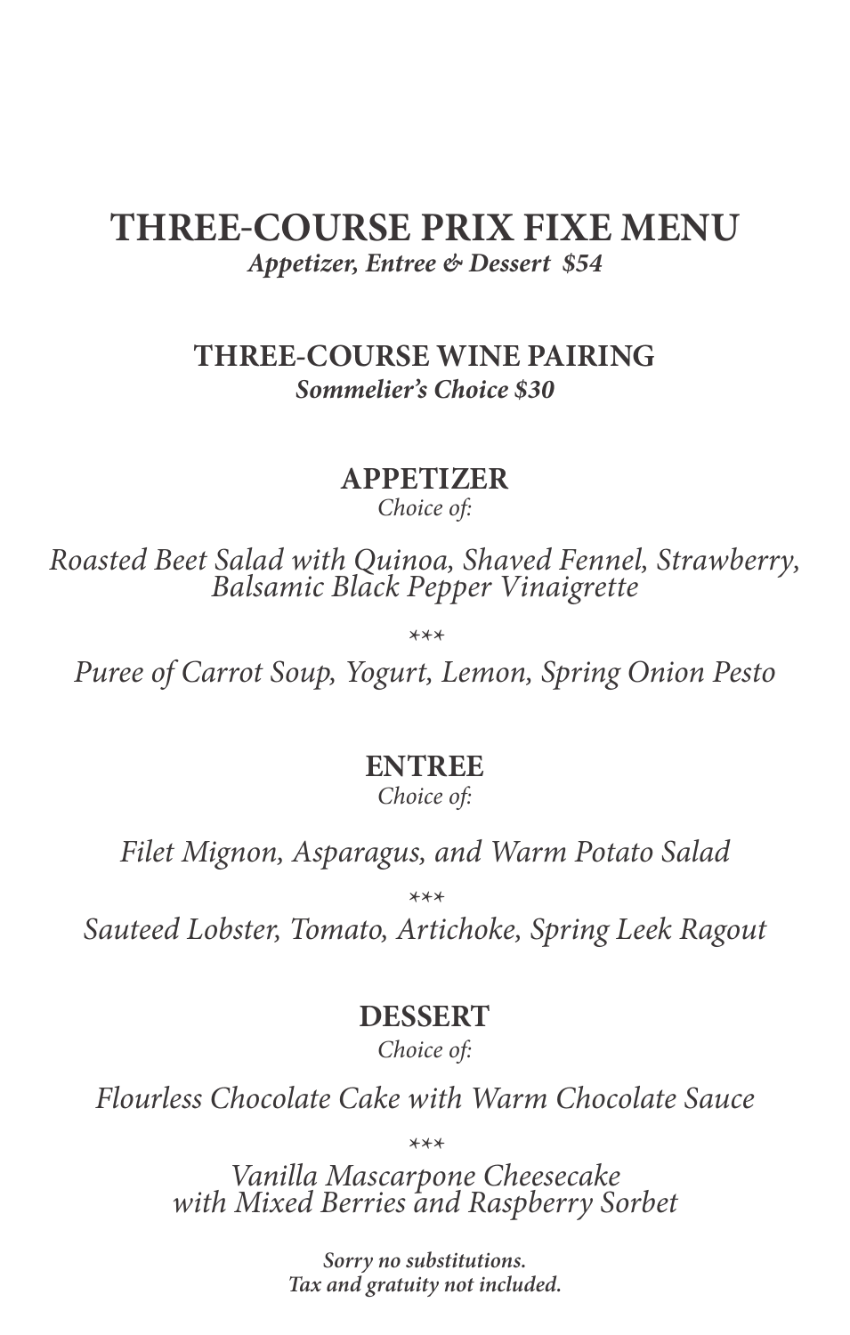# THREE-COURSE PRIX FIXE MENU

***Appetizer, Entree & Dessert $54***

## THREE-COURSE WINE PAIRING

***Sommelier's Choice $30***

## APPETIZER

*Choice of:*

*Roasted Beet Salad with Quinoa, Shaved Fennel, Strawberry, Balsamic Black Pepper Vinaigrette*

***

*Puree of Carrot Soup, Yogurt, Lemon, Spring Onion Pesto*

## ENTREE

*Choice of:*

*Filet Mignon, Asparagus, and Warm Potato Salad*

***

*Sauteed Lobster, Tomato, Artichoke, Spring Leek Ragout*

## DESSERT

*Choice of:*

*Flourless Chocolate Cake with Warm Chocolate Sauce*

***

*Vanilla Mascarpone Cheesecake with Mixed Berries and Raspberry Sorbet*

***Sorry no substitutions.***
***Tax and gratuity not included.***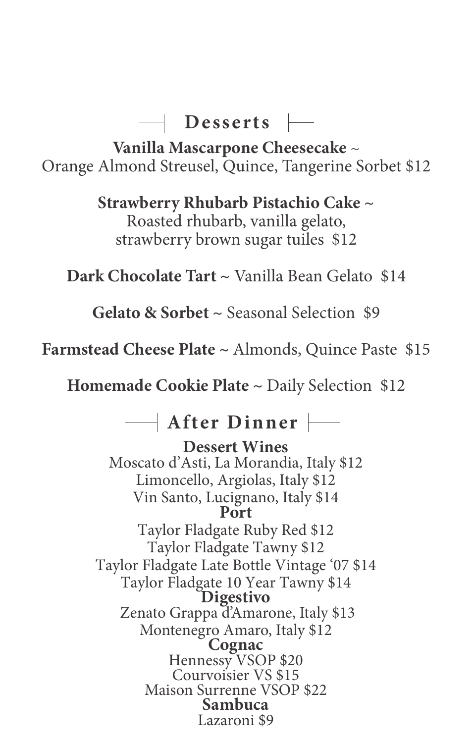## Desserts

**Vanilla Mascarpone Cheesecake** ~
Orange Almond Streusel, Quince, Tangerine Sorbet $12

**Strawberry Rhubarb Pistachio Cake ~**
Roasted rhubarb, vanilla gelato,
strawberry brown sugar tuiles $12

**Dark Chocolate Tart** ~ Vanilla Bean Gelato $14

**Gelato & Sorbet** ~ Seasonal Selection $9

**Farmstead Cheese Plate** ~ Almonds, Quince Paste $15

**Homemade Cookie Plate** ~ Daily Selection $12

## After Dinner

**Dessert Wines**
Moscato d'Asti, La Morandia, Italy $12
Limoncello, Argiolas, Italy $12
Vin Santo, Lucignano, Italy $14

**Port**
Taylor Fladgate Ruby Red $12
Taylor Fladgate Tawny $12
Taylor Fladgate Late Bottle Vintage '07 $14
Taylor Fladgate 10 Year Tawny $14

**Digestivo**
Zenato Grappa d'Amarone, Italy $13
Montenegro Amaro, Italy $12

**Cognac**
Hennessy VSOP $20
Courvoisier VS $15
Maison Surrenne VSOP $22

**Sambuca**
Lazaroni $9